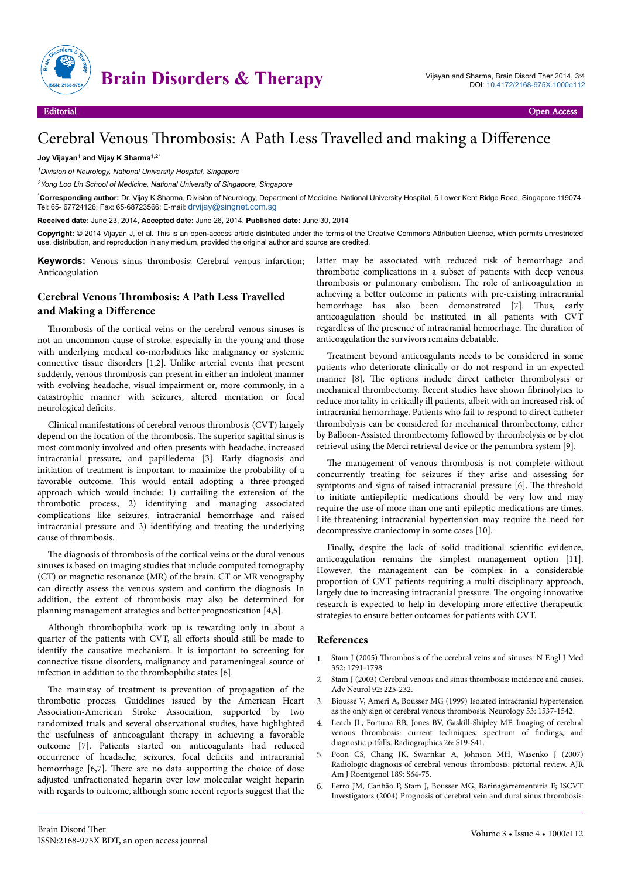# Cerebral Venous Thrombosis: A Path Less Travelled and making a Difference

**Joy Vijayan**[1] **and Vijay K Sharma**[1,2*]

*[1]Division of Neurology, National University Hospital, Singapore*

*[2]Yong Loo Lin School of Medicine, National University of Singapore, Singapore*

[*]**Corresponding author:** Dr. Vijay K Sharma, Division of Neurology, Department of Medicine, National University Hospital, 5 Lower Kent Ridge Road, Singapore 119074, Tel: 65- 67724126; Fax: 65-68723566; E-mail: drvijay@singnet.com.sg

**Received date:** June 23, 2014, **Accepted date:** June 26, 2014, **Published date:** June 30, 2014

**Copyright:** © 2014 Vijayan J, et al. This is an open-access article distributed under the terms of the Creative Commons Attribution License, which permits unrestricted use, distribution, and reproduction in any medium, provided the original author and source are credited.

**Keywords:** Venous sinus thrombosis; Cerebral venous infarction; Anticoagulation

## Cerebral Venous Thrombosis: A Path Less Travelled and Making a Difference

Thrombosis of the cortical veins or the cerebral venous sinuses is not an uncommon cause of stroke, especially in the young and those with underlying medical co-morbidities like malignancy or systemic connective tissue disorders [1,2]. Unlike arterial events that present suddenly, venous thrombosis can present in either an indolent manner with evolving headache, visual impairment or, more commonly, in a catastrophic manner with seizures, altered mentation or focal neurological deficits.

Clinical manifestations of cerebral venous thrombosis (CVT) largely depend on the location of the thrombosis. The superior sagittal sinus is most commonly involved and often presents with headache, increased intracranial pressure, and papilledema [3]. Early diagnosis and initiation of treatment is important to maximize the probability of a favorable outcome. This would entail adopting a three-pronged approach which would include: 1) curtailing the extension of the thrombotic process, 2) identifying and managing associated complications like seizures, intracranial hemorrhage and raised intracranial pressure and 3) identifying and treating the underlying cause of thrombosis.

The diagnosis of thrombosis of the cortical veins or the dural venous sinuses is based on imaging studies that include computed tomography (CT) or magnetic resonance (MR) of the brain. CT or MR venography can directly assess the venous system and confirm the diagnosis. In addition, the extent of thrombosis may also be determined for planning management strategies and better prognostication [4,5].

Although thrombophilia work up is rewarding only in about a quarter of the patients with CVT, all efforts should still be made to identify the causative mechanism. It is important to screening for connective tissue disorders, malignancy and parameningeal source of infection in addition to the thrombophilic states [6].

The mainstay of treatment is prevention of propagation of the thrombotic process. Guidelines issued by the American Heart Association-American Stroke Association, supported by two randomized trials and several observational studies, have highlighted the usefulness of anticoagulant therapy in achieving a favorable outcome [7]. Patients started on anticoagulants had reduced occurrence of headache, seizures, focal deficits and intracranial hemorrhage [6,7]. There are no data supporting the choice of dose adjusted unfractionated heparin over low molecular weight heparin with regards to outcome, although some recent reports suggest that the latter may be associated with reduced risk of hemorrhage and thrombotic complications in a subset of patients with deep venous thrombosis or pulmonary embolism. The role of anticoagulation in achieving a better outcome in patients with pre-existing intracranial hemorrhage has also been demonstrated [7]. Thus, early anticoagulation should be instituted in all patients with CVT regardless of the presence of intracranial hemorrhage. The duration of anticoagulation the survivors remains debatable.

Treatment beyond anticoagulants needs to be considered in some patients who deteriorate clinically or do not respond in an expected manner [8]. The options include direct catheter thrombolysis or mechanical thrombectomy. Recent studies have shown fibrinolytics to reduce mortality in critically ill patients, albeit with an increased risk of intracranial hemorrhage. Patients who fail to respond to direct catheter thrombolysis can be considered for mechanical thrombectomy, either by Balloon-Assisted thrombectomy followed by thrombolysis or by clot retrieval using the Merci retrieval device or the penumbra system [9].

The management of venous thrombosis is not complete without concurrently treating for seizures if they arise and assessing for symptoms and signs of raised intracranial pressure [6]. The threshold to initiate antiepileptic medications should be very low and may require the use of more than one anti-epileptic medications are times. Life-threatening intracranial hypertension may require the need for decompressive craniectomy in some cases [10].

Finally, despite the lack of solid traditional scientific evidence, anticoagulation remains the simplest management option [11]. However, the management can be complex in a considerable proportion of CVT patients requiring a multi-disciplinary approach, largely due to increasing intracranial pressure. The ongoing innovative research is expected to help in developing more effective therapeutic strategies to ensure better outcomes for patients with CVT.

## References

1. Stam J (2005) Thrombosis of the cerebral veins and sinuses. N Engl J Med 352: 1791-1798.
2. Stam J (2003) Cerebral venous and sinus thrombosis: incidence and causes. Adv Neurol 92: 225-232.
3. Biousse V, Ameri A, Bousser MG (1999) Isolated intracranial hypertension as the only sign of cerebral venous thrombosis. Neurology 53: 1537-1542.
4. Leach JL, Fortuna RB, Jones BV, Gaskill-Shipley MF. Imaging of cerebral venous thrombosis: current techniques, spectrum of findings, and diagnostic pitfalls. Radiographics 26: S19-S41.
5. Poon CS, Chang JK, Swarnkar A, Johnson MH, Wasenko J (2007) Radiologic diagnosis of cerebral venous thrombosis: pictorial review. AJR Am J Roentgenol 189: S64-75.
6. Ferro JM, Canhão P, Stam J, Bousser MG, Barinagarrementeria F; ISCVT Investigators (2004) Prognosis of cerebral vein and dural sinus thrombosis: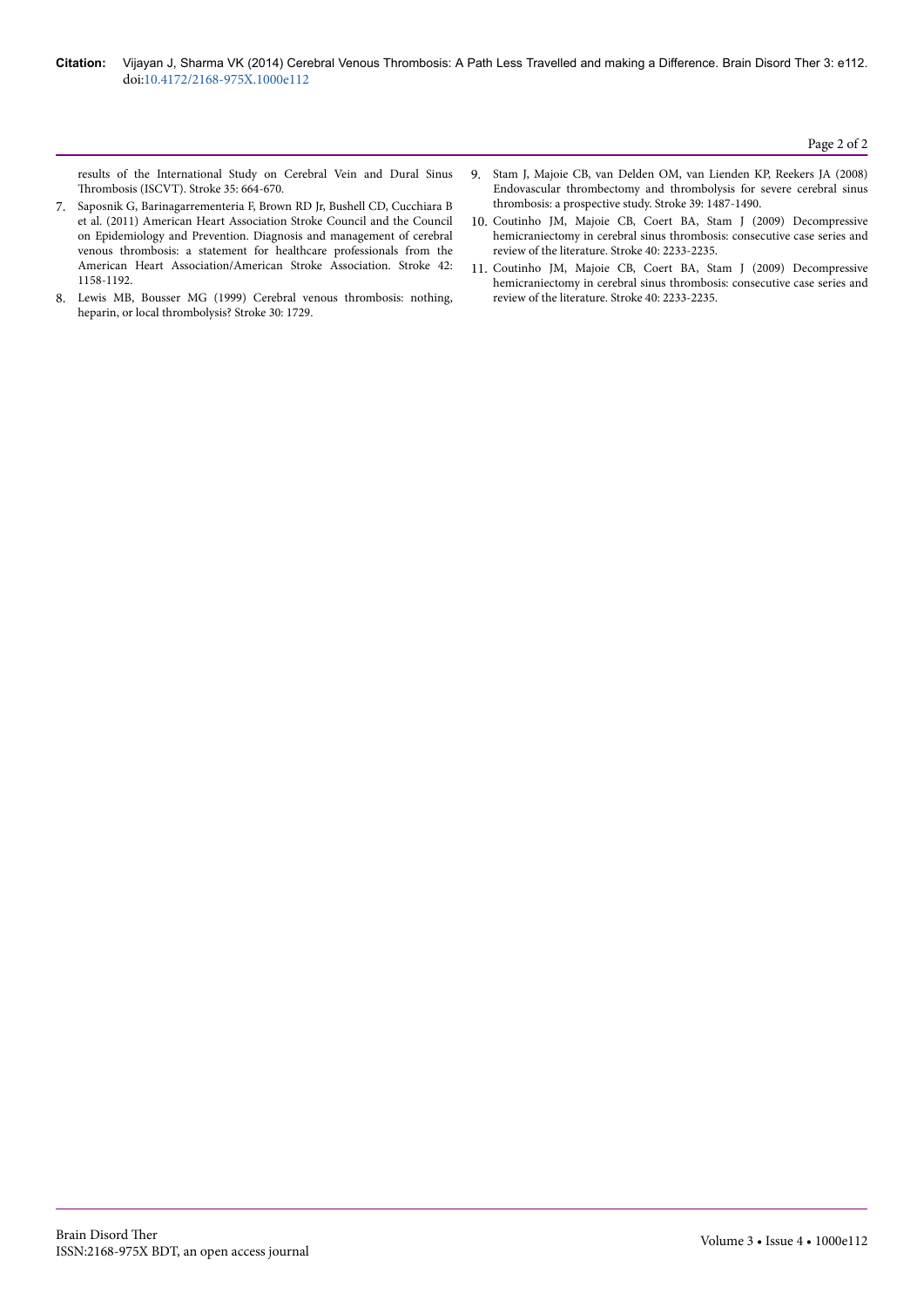results of the International Study on Cerebral Vein and Dural Sinus Thrombosis (ISCVT). Stroke 35: 664-670.

7. Saposnik G, Barinagarrementeria F, Brown RD Jr, Bushell CD, Cucchiara B et al. (2011) American Heart Association Stroke Council and the Council on Epidemiology and Prevention. Diagnosis and management of cerebral venous thrombosis: a statement for healthcare professionals from the American Heart Association/American Stroke Association. Stroke 42: 1158-1192.
8. Lewis MB, Bousser MG (1999) Cerebral venous thrombosis: nothing, heparin, or local thrombolysis? Stroke 30: 1729.
9. Stam J, Majoie CB, van Delden OM, van Lienden KP, Reekers JA (2008) Endovascular thrombectomy and thrombolysis for severe cerebral sinus thrombosis: a prospective study. Stroke 39: 1487-1490.
10. Coutinho JM, Majoie CB, Coert BA, Stam J (2009) Decompressive hemicraniectomy in cerebral sinus thrombosis: consecutive case series and review of the literature. Stroke 40: 2233-2235.
11. Coutinho JM, Majoie CB, Coert BA, Stam J (2009) Decompressive hemicraniectomy in cerebral sinus thrombosis: consecutive case series and review of the literature. Stroke 40: 2233-2235.